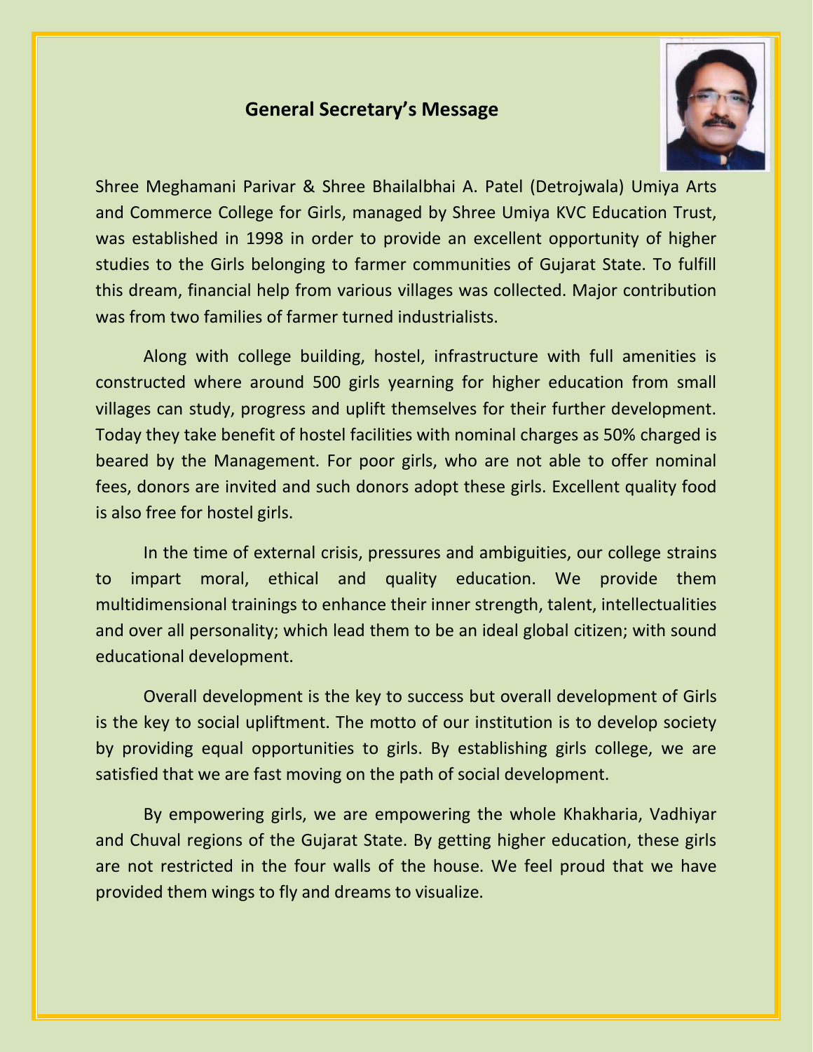## General Secretary's Message

Shree Meghamani Parivar & Shree Bhailalbhai A. Patel (Detrojwala) Umiya Arts and Commerce College for Girls, managed by Shree Umiya KVC Education Trust, was established in 1998 in order to provide an excellent opportunity of higher studies to the Girls belonging to farmer communities of Gujarat State. To fulfill this dream, financial help from various villages was collected. Major contribution was from two families of farmer turned industrialists.

Along with college building, hostel, infrastructure with full amenities is constructed where around 500 girls yearning for higher education from small villages can study, progress and uplift themselves for their further development. Today they take benefit of hostel facilities with nominal charges as 50% charged is beared by the Management. For poor girls, who are not able to offer nominal fees, donors are invited and such donors adopt these girls. Excellent quality food is also free for hostel girls.

In the time of external crisis, pressures and ambiguities, our college strains to impart moral, ethical and quality education. We provide them multidimensional trainings to enhance their inner strength, talent, intellectualities and over all personality; which lead them to be an ideal global citizen; with sound educational development.

Overall development is the key to success but overall development of Girls is the key to social upliftment. The motto of our institution is to develop society by providing equal opportunities to girls. By establishing girls college, we are satisfied that we are fast moving on the path of social development.

By empowering girls, we are empowering the whole Khakharia, Vadhiyar and Chuval regions of the Gujarat State. By getting higher education, these girls are not restricted in the four walls of the house. We feel proud that we have provided them wings to fly and dreams to visualize.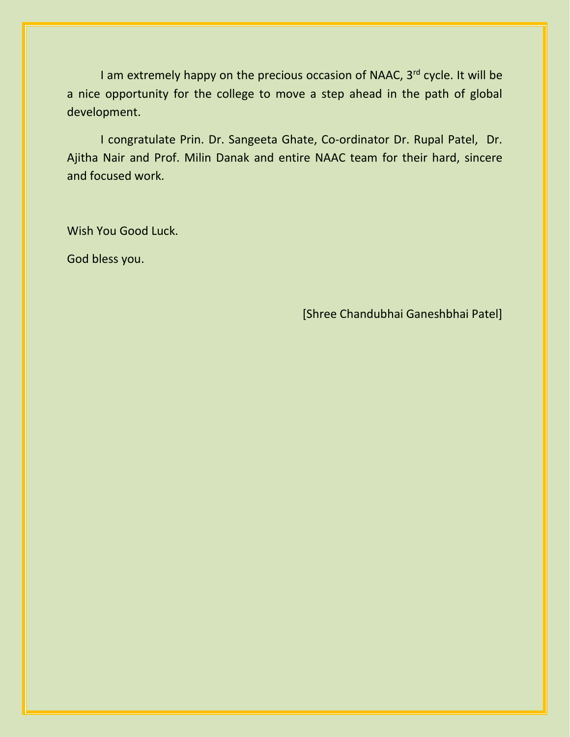I am extremely happy on the precious occasion of NAAC, 3rd cycle. It will be a nice opportunity for the college to move a step ahead in the path of global development.

I congratulate Prin. Dr. Sangeeta Ghate, Co-ordinator Dr. Rupal Patel, Dr. Ajitha Nair and Prof. Milin Danak and entire NAAC team for their hard, sincere and focused work.

Wish You Good Luck.

God bless you.

[Shree Chandubhai Ganeshbhai Patel]